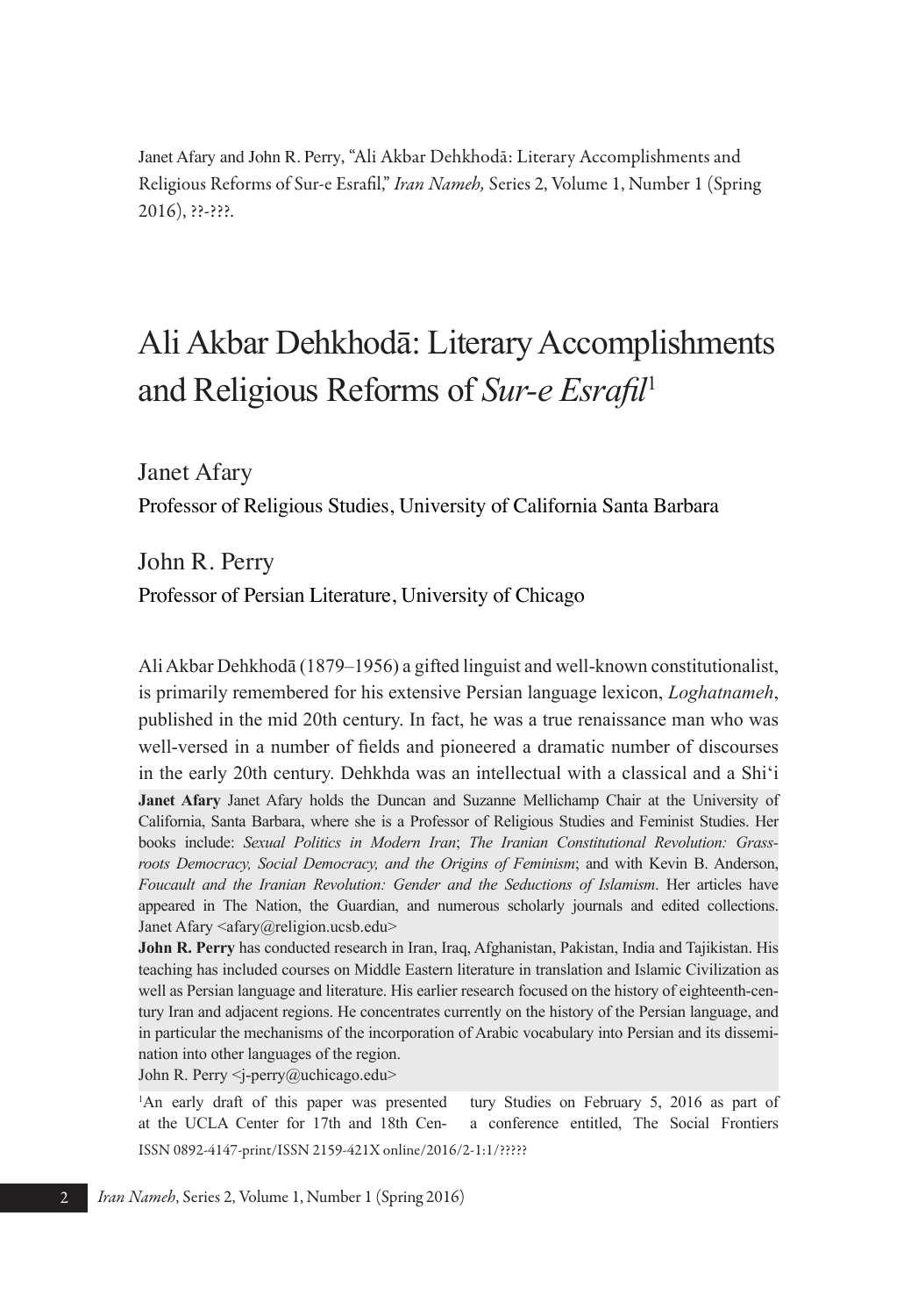Janet Afary and John R. Perry, "Ali Akbar Dehkhodā: Literary Accomplishments and Religious Reforms of Sur-e Esrafil," *Iran Nameh,* Series 2, Volume 1, Number 1 (Spring 2016), ??-???.

# Ali Akbar Dehkhodā: Literary Accomplishments and Religious Reforms of *Sur-e Esrafil*[1]

Janet Afary

Professor of Religious Studies, University of California Santa Barbara

John R. Perry

Professor of Persian Literature, University of Chicago

Ali Akbar Dehkhodā (1879–1956) a gifted linguist and well-known constitutionalist, is primarily remembered for his extensive Persian language lexicon, *Loghatnameh*, published in the mid 20th century. In fact, he was a true renaissance man who was well-versed in a number of fields and pioneered a dramatic number of discourses in the early 20th century. Dehkhda was an intellectual with a classical and a Shi'i

**Janet Afary** Janet Afary holds the Duncan and Suzanne Mellichamp Chair at the University of California, Santa Barbara, where she is a Professor of Religious Studies and Feminist Studies. Her books include: *Sexual Politics in Modern Iran*; *The Iranian Constitutional Revolution: Grassroots Democracy, Social Democracy, and the Origins of Feminism*; and with Kevin B. Anderson, *Foucault and the Iranian Revolution: Gender and the Seductions of Islamism*. Her articles have appeared in The Nation, the Guardian, and numerous scholarly journals and edited collections. Janet Afary <afary@religion.ucsb.edu>

**John R. Perry** has conducted research in Iran, Iraq, Afghanistan, Pakistan, India and Tajikistan. His teaching has included courses on Middle Eastern literature in translation and Islamic Civilization as well as Persian language and literature. His earlier research focused on the history of eighteenth-century Iran and adjacent regions. He concentrates currently on the history of the Persian language, and in particular the mechanisms of the incorporation of Arabic vocabulary into Persian and its dissemination into other languages of the region.
John R. Perry <j-perry@uchicago.edu>

[1]An early draft of this paper was presented at the UCLA Center for 17th and 18th Century Studies on February 5, 2016 as part of a conference entitled, The Social Frontiers

ISSN 0892-4147-print/ISSN 2159-421X online/2016/2-1:1/?????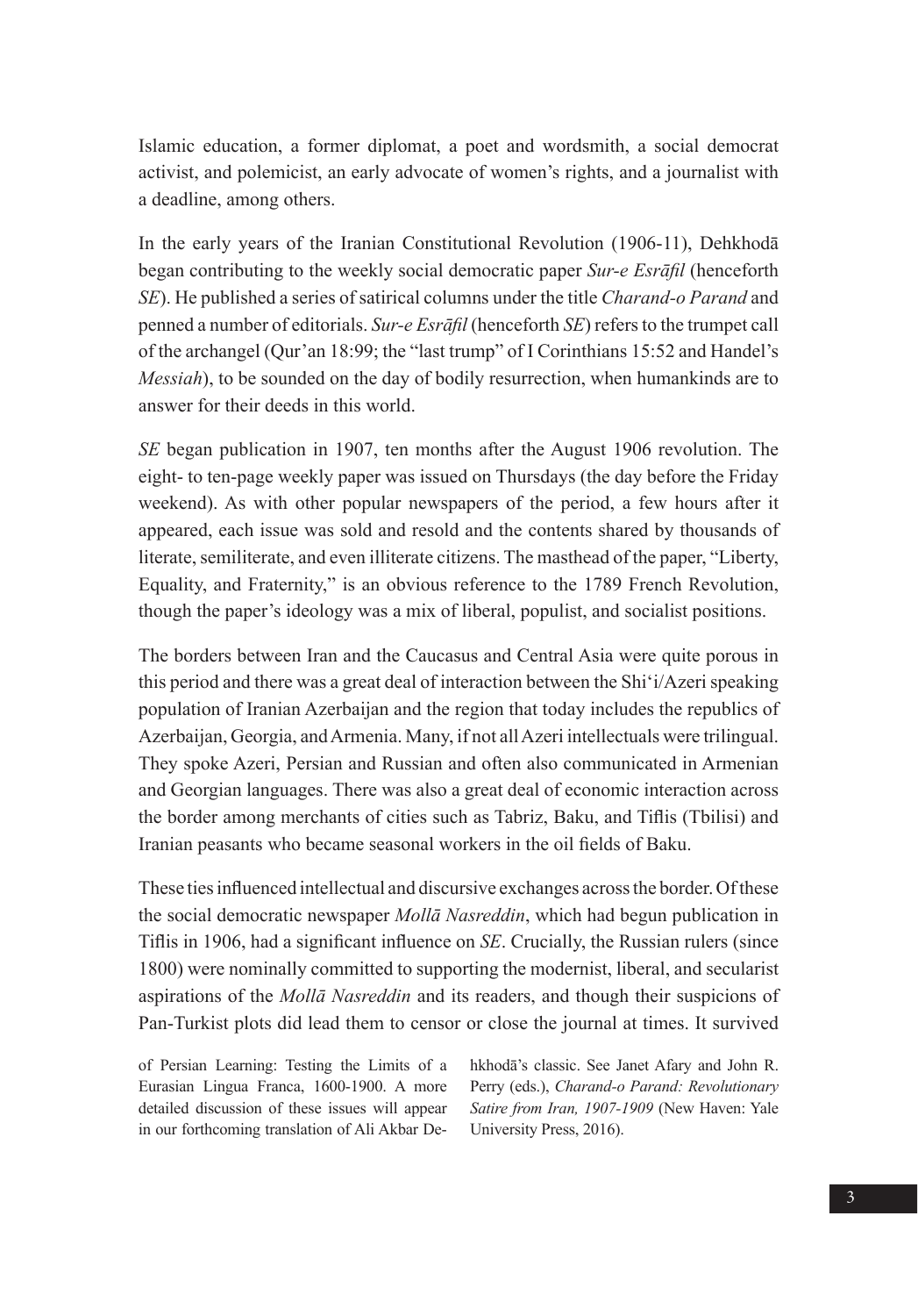Islamic education, a former diplomat, a poet and wordsmith, a social democrat activist, and polemicist, an early advocate of women's rights, and a journalist with a deadline, among others.

In the early years of the Iranian Constitutional Revolution (1906-11), Dehkhodā began contributing to the weekly social democratic paper *Sur-e Esrāfil* (henceforth *SE*). He published a series of satirical columns under the title *Charand-o Parand* and penned a number of editorials. *Sur-e Esrāfil* (henceforth *SE*) refers to the trumpet call of the archangel (Qur'an 18:99; the "last trump" of I Corinthians 15:52 and Handel's *Messiah*), to be sounded on the day of bodily resurrection, when humankinds are to answer for their deeds in this world.

*SE* began publication in 1907, ten months after the August 1906 revolution. The eight- to ten-page weekly paper was issued on Thursdays (the day before the Friday weekend). As with other popular newspapers of the period, a few hours after it appeared, each issue was sold and resold and the contents shared by thousands of literate, semiliterate, and even illiterate citizens. The masthead of the paper, "Liberty, Equality, and Fraternity," is an obvious reference to the 1789 French Revolution, though the paper's ideology was a mix of liberal, populist, and socialist positions.

The borders between Iran and the Caucasus and Central Asia were quite porous in this period and there was a great deal of interaction between the Shi'i/Azeri speaking population of Iranian Azerbaijan and the region that today includes the republics of Azerbaijan, Georgia, and Armenia. Many, if not all Azeri intellectuals were trilingual. They spoke Azeri, Persian and Russian and often also communicated in Armenian and Georgian languages. There was also a great deal of economic interaction across the border among merchants of cities such as Tabriz, Baku, and Tiflis (Tbilisi) and Iranian peasants who became seasonal workers in the oil fields of Baku.

These ties influenced intellectual and discursive exchanges across the border. Of these the social democratic newspaper *Mollā Nasreddin*, which had begun publication in Tiflis in 1906, had a significant influence on *SE*. Crucially, the Russian rulers (since 1800) were nominally committed to supporting the modernist, liberal, and secularist aspirations of the *Mollā Nasreddin* and its readers, and though their suspicions of Pan-Turkist plots did lead them to censor or close the journal at times. It survived

of Persian Learning: Testing the Limits of a Eurasian Lingua Franca, 1600-1900. A more detailed discussion of these issues will appear in our forthcoming translation of Ali Akbar Dehkhodā's classic. See Janet Afary and John R. Perry (eds.), *Charand-o Parand: Revolutionary Satire from Iran, 1907-1909* (New Haven: Yale University Press, 2016).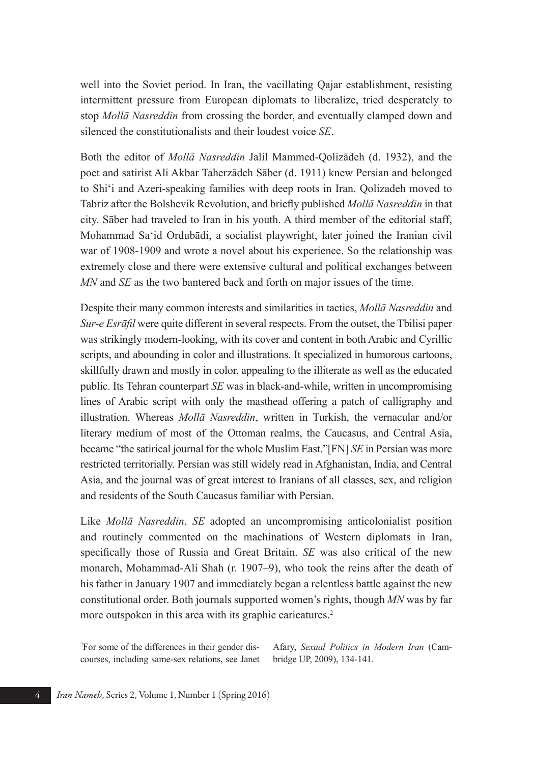well into the Soviet period. In Iran, the vacillating Qajar establishment, resisting intermittent pressure from European diplomats to liberalize, tried desperately to stop *Mollā Nasreddin* from crossing the border, and eventually clamped down and silenced the constitutionalists and their loudest voice *SE*.

Both the editor of *Mollā Nasreddin* Jalil Mammed-Qolizādeh (d. 1932), and the poet and satirist Ali Akbar Taherzādeh Sāber (d. 1911) knew Persian and belonged to Shi'i and Azeri-speaking families with deep roots in Iran. Qolizadeh moved to Tabriz after the Bolshevik Revolution, and briefly published *Mollā Nasreddin* in that city. Sāber had traveled to Iran in his youth. A third member of the editorial staff, Mohammad Sa'id Ordubādi, a socialist playwright, later joined the Iranian civil war of 1908-1909 and wrote a novel about his experience. So the relationship was extremely close and there were extensive cultural and political exchanges between *MN* and *SE* as the two bantered back and forth on major issues of the time.

Despite their many common interests and similarities in tactics, *Mollā Nasreddin* and *Sur-e Esrāfil* were quite different in several respects. From the outset, the Tbilisi paper was strikingly modern-looking, with its cover and content in both Arabic and Cyrillic scripts, and abounding in color and illustrations. It specialized in humorous cartoons, skillfully drawn and mostly in color, appealing to the illiterate as well as the educated public. Its Tehran counterpart *SE* was in black-and-while, written in uncompromising lines of Arabic script with only the masthead offering a patch of calligraphy and illustration. Whereas *Mollā Nasreddin*, written in Turkish, the vernacular and/or literary medium of most of the Ottoman realms, the Caucasus, and Central Asia, became "the satirical journal for the whole Muslim East."[FN] *SE* in Persian was more restricted territorially. Persian was still widely read in Afghanistan, India, and Central Asia, and the journal was of great interest to Iranians of all classes, sex, and religion and residents of the South Caucasus familiar with Persian.

Like *Mollā Nasreddin*, *SE* adopted an uncompromising anticolonialist position and routinely commented on the machinations of Western diplomats in Iran, specifically those of Russia and Great Britain. *SE* was also critical of the new monarch, Mohammad-Ali Shah (r. 1907–9), who took the reins after the death of his father in January 1907 and immediately began a relentless battle against the new constitutional order. Both journals supported women's rights, though *MN* was by far more outspoken in this area with its graphic caricatures.[2]

[2]For some of the differences in their gender discourses, including same-sex relations, see Janet Afary, *Sexual Politics in Modern Iran* (Cambridge UP, 2009), 134-141.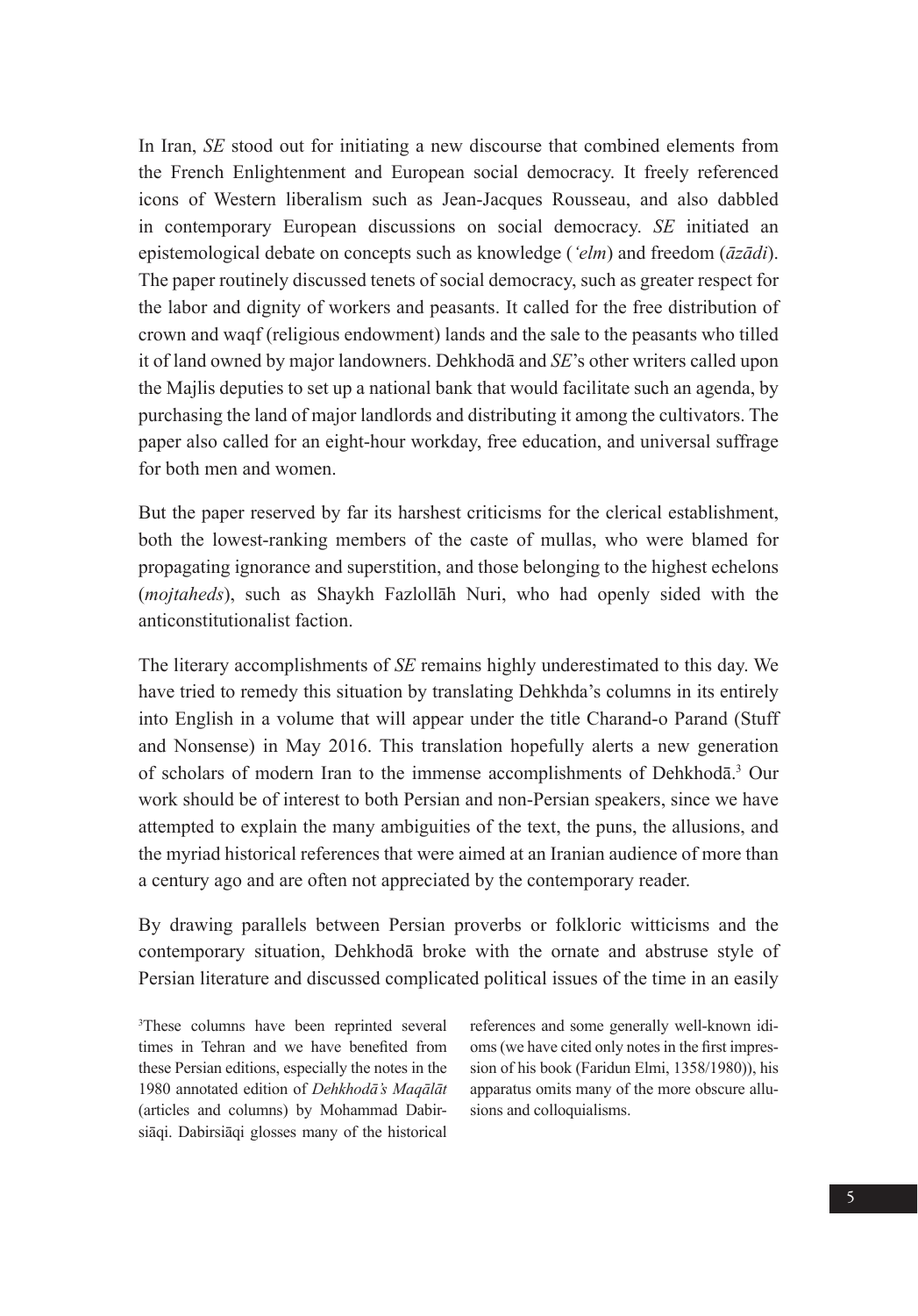In Iran, *SE* stood out for initiating a new discourse that combined elements from the French Enlightenment and European social democracy. It freely referenced icons of Western liberalism such as Jean-Jacques Rousseau, and also dabbled in contemporary European discussions on social democracy. *SE* initiated an epistemological debate on concepts such as knowledge (*'elm*) and freedom (*āzādi*). The paper routinely discussed tenets of social democracy, such as greater respect for the labor and dignity of workers and peasants. It called for the free distribution of crown and waqf (religious endowment) lands and the sale to the peasants who tilled it of land owned by major landowners. Dehkhodā and *SE*'s other writers called upon the Majlis deputies to set up a national bank that would facilitate such an agenda, by purchasing the land of major landlords and distributing it among the cultivators. The paper also called for an eight-hour workday, free education, and universal suffrage for both men and women.

But the paper reserved by far its harshest criticisms for the clerical establishment, both the lowest-ranking members of the caste of mullas, who were blamed for propagating ignorance and superstition, and those belonging to the highest echelons (*mojtaheds*), such as Shaykh Fazlollāh Nuri, who had openly sided with the anticonstitutionalist faction.

The literary accomplishments of *SE* remains highly underestimated to this day. We have tried to remedy this situation by translating Dehkhda's columns in its entirely into English in a volume that will appear under the title Charand-o Parand (Stuff and Nonsense) in May 2016. This translation hopefully alerts a new generation of scholars of modern Iran to the immense accomplishments of Dehkhodā.[3] Our work should be of interest to both Persian and non-Persian speakers, since we have attempted to explain the many ambiguities of the text, the puns, the allusions, and the myriad historical references that were aimed at an Iranian audience of more than a century ago and are often not appreciated by the contemporary reader.

By drawing parallels between Persian proverbs or folkloric witticisms and the contemporary situation, Dehkhodā broke with the ornate and abstruse style of Persian literature and discussed complicated political issues of the time in an easily

[3]These columns have been reprinted several times in Tehran and we have benefited from these Persian editions, especially the notes in the 1980 annotated edition of *Dehkhodā's Maqālāt* (articles and columns) by Mohammad Dabirsiāqi. Dabirsiāqi glosses many of the historical references and some generally well-known idioms (we have cited only notes in the first impression of his book (Faridun Elmi, 1358/1980)), his apparatus omits many of the more obscure allusions and colloquialisms.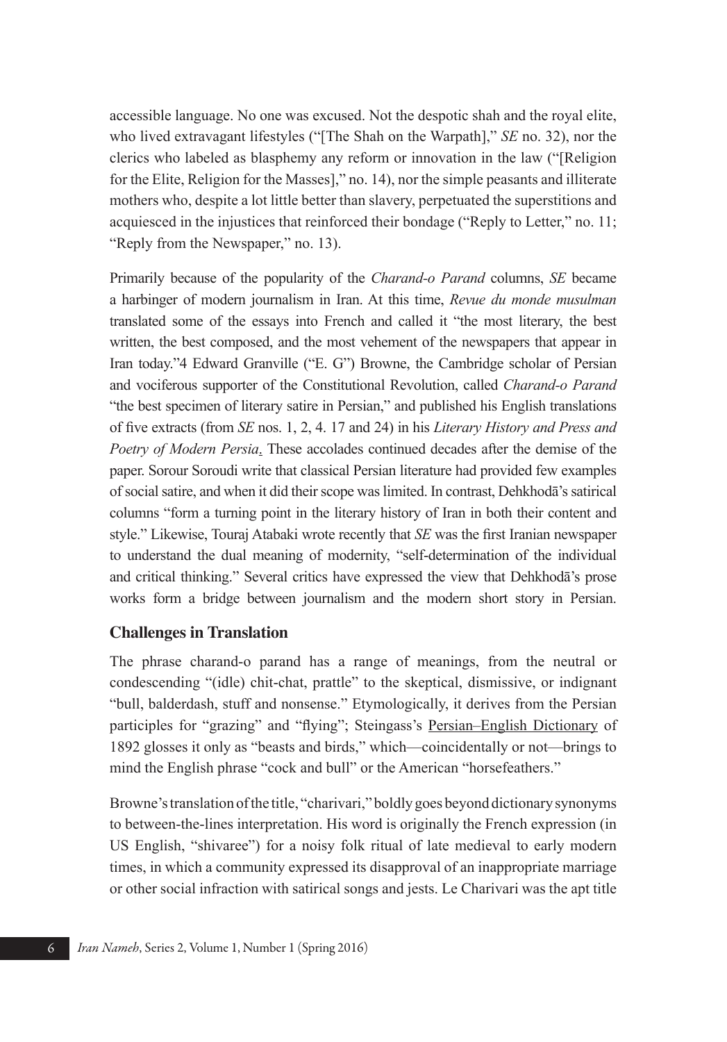accessible language. No one was excused. Not the despotic shah and the royal elite, who lived extravagant lifestyles ("[The Shah on the Warpath]," *SE* no. 32), nor the clerics who labeled as blasphemy any reform or innovation in the law ("[Religion for the Elite, Religion for the Masses]," no. 14), nor the simple peasants and illiterate mothers who, despite a lot little better than slavery, perpetuated the superstitions and acquiesced in the injustices that reinforced their bondage ("Reply to Letter," no. 11; "Reply from the Newspaper," no. 13).

Primarily because of the popularity of the *Charand-o Parand* columns, *SE* became a harbinger of modern journalism in Iran. At this time, *Revue du monde musulman* translated some of the essays into French and called it "the most literary, the best written, the best composed, and the most vehement of the newspapers that appear in Iran today."4 Edward Granville ("E. G") Browne, the Cambridge scholar of Persian and vociferous supporter of the Constitutional Revolution, called *Charand-o Parand* "the best specimen of literary satire in Persian," and published his English translations of five extracts (from *SE* nos. 1, 2, 4. 17 and 24) in his *Literary History and Press and Poetry of Modern Persia*. These accolades continued decades after the demise of the paper. Sorour Soroudi write that classical Persian literature had provided few examples of social satire, and when it did their scope was limited. In contrast, Dehkhodā's satirical columns "form a turning point in the literary history of Iran in both their content and style." Likewise, Touraj Atabaki wrote recently that *SE* was the first Iranian newspaper to understand the dual meaning of modernity, "self-determination of the individual and critical thinking." Several critics have expressed the view that Dehkhodā's prose works form a bridge between journalism and the modern short story in Persian.

## Challenges in Translation

The phrase charand-o parand has a range of meanings, from the neutral or condescending "(idle) chit-chat, prattle" to the skeptical, dismissive, or indignant "bull, balderdash, stuff and nonsense." Etymologically, it derives from the Persian participles for "grazing" and "flying"; Steingass's Persian–English Dictionary of 1892 glosses it only as "beasts and birds," which—coincidentally or not—brings to mind the English phrase "cock and bull" or the American "horsefeathers."

Browne's translation of the title, "charivari," boldly goes beyond dictionary synonyms to between-the-lines interpretation. His word is originally the French expression (in US English, "shivaree") for a noisy folk ritual of late medieval to early modern times, in which a community expressed its disapproval of an inappropriate marriage or other social infraction with satirical songs and jests. Le Charivari was the apt title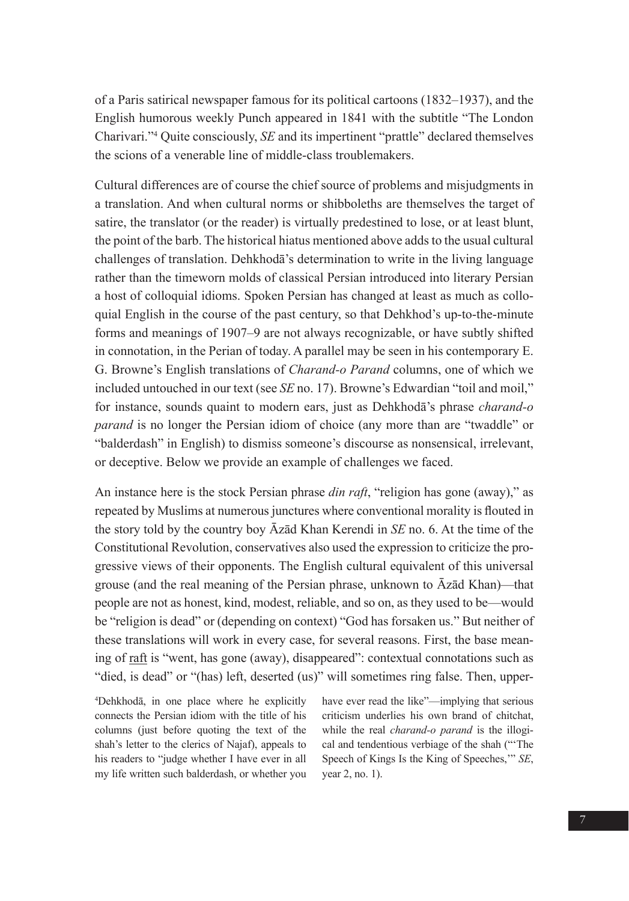of a Paris satirical newspaper famous for its political cartoons (1832–1937), and the English humorous weekly Punch appeared in 1841 with the subtitle "The London Charivari."[4] Quite consciously, *SE* and its impertinent "prattle" declared themselves the scions of a venerable line of middle-class troublemakers.

Cultural differences are of course the chief source of problems and misjudgments in a translation. And when cultural norms or shibboleths are themselves the target of satire, the translator (or the reader) is virtually predestined to lose, or at least blunt, the point of the barb. The historical hiatus mentioned above adds to the usual cultural challenges of translation. Dehkhodā's determination to write in the living language rather than the timeworn molds of classical Persian introduced into literary Persian a host of colloquial idioms. Spoken Persian has changed at least as much as colloquial English in the course of the past century, so that Dehkhod's up-to-the-minute forms and meanings of 1907–9 are not always recognizable, or have subtly shifted in connotation, in the Perian of today. A parallel may be seen in his contemporary E. G. Browne's English translations of *Charand-o Parand* columns, one of which we included untouched in our text (see *SE* no. 17). Browne's Edwardian "toil and moil," for instance, sounds quaint to modern ears, just as Dehkhodā's phrase *charand-o parand* is no longer the Persian idiom of choice (any more than are "twaddle" or "balderdash" in English) to dismiss someone's discourse as nonsensical, irrelevant, or deceptive. Below we provide an example of challenges we faced.

An instance here is the stock Persian phrase *din raft*, "religion has gone (away)," as repeated by Muslims at numerous junctures where conventional morality is flouted in the story told by the country boy Āzād Khan Kerendi in *SE* no. 6. At the time of the Constitutional Revolution, conservatives also used the expression to criticize the progressive views of their opponents. The English cultural equivalent of this universal grouse (and the real meaning of the Persian phrase, unknown to Āzād Khan)—that people are not as honest, kind, modest, reliable, and so on, as they used to be—would be "religion is dead" or (depending on context) "God has forsaken us." But neither of these translations will work in every case, for several reasons. First, the base meaning of <u>raft</u> is "went, has gone (away), disappeared": contextual connotations such as "died, is dead" or "(has) left, deserted (us)" will sometimes ring false. Then, upper-

[4]Dehkhodā, in one place where he explicitly connects the Persian idiom with the title of his columns (just before quoting the text of the shah's letter to the clerics of Najaf), appeals to his readers to "judge whether I have ever in all my life written such balderdash, or whether you have ever read the like"—implying that serious criticism underlies his own brand of chitchat, while the real *charand-o parand* is the illogical and tendentious verbiage of the shah ("'The Speech of Kings Is the King of Speeches,'" *SE*, year 2, no. 1).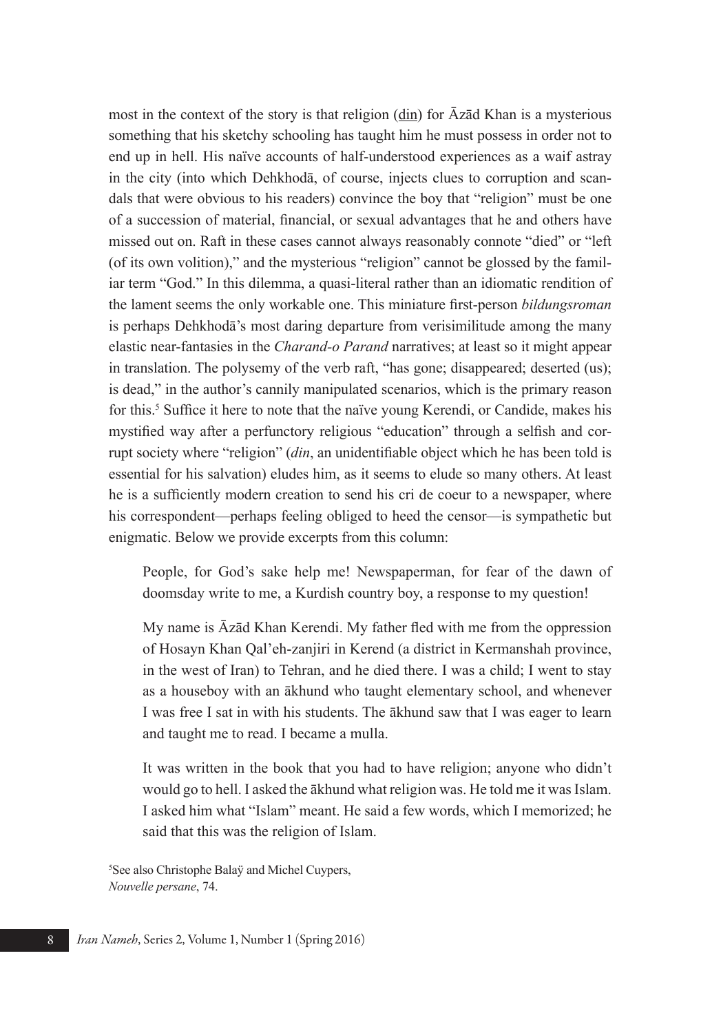most in the context of the story is that religion (din) for Āzād Khan is a mysterious something that his sketchy schooling has taught him he must possess in order not to end up in hell. His naïve accounts of half-understood experiences as a waif astray in the city (into which Dehkhodā, of course, injects clues to corruption and scandals that were obvious to his readers) convince the boy that "religion" must be one of a succession of material, financial, or sexual advantages that he and others have missed out on. Raft in these cases cannot always reasonably connote "died" or "left (of its own volition)," and the mysterious "religion" cannot be glossed by the familiar term "God." In this dilemma, a quasi-literal rather than an idiomatic rendition of the lament seems the only workable one. This miniature first-person *bildungsroman* is perhaps Dehkhodā's most daring departure from verisimilitude among the many elastic near-fantasies in the *Charand-o Parand* narratives; at least so it might appear in translation. The polysemy of the verb raft, "has gone; disappeared; deserted (us); is dead," in the author's cannily manipulated scenarios, which is the primary reason for this.[5] Suffice it here to note that the naïve young Kerendi, or Candide, makes his mystified way after a perfunctory religious "education" through a selfish and corrupt society where "religion" (*din*, an unidentifiable object which he has been told is essential for his salvation) eludes him, as it seems to elude so many others. At least he is a sufficiently modern creation to send his cri de coeur to a newspaper, where his correspondent—perhaps feeling obliged to heed the censor—is sympathetic but enigmatic. Below we provide excerpts from this column:

> People, for God's sake help me! Newspaperman, for fear of the dawn of doomsday write to me, a Kurdish country boy, a response to my question!
>
> My name is Āzād Khan Kerendi. My father fled with me from the oppression of Hosayn Khan Qal'eh-zanjiri in Kerend (a district in Kermanshah province, in the west of Iran) to Tehran, and he died there. I was a child; I went to stay as a houseboy with an ākhund who taught elementary school, and whenever I was free I sat in with his students. The ākhund saw that I was eager to learn and taught me to read. I became a mulla.
>
> It was written in the book that you had to have religion; anyone who didn't would go to hell. I asked the ākhund what religion was. He told me it was Islam. I asked him what "Islam" meant. He said a few words, which I memorized; he said that this was the religion of Islam.

[5] See also Christophe Balaÿ and Michel Cuypers, *Nouvelle persane*, 74.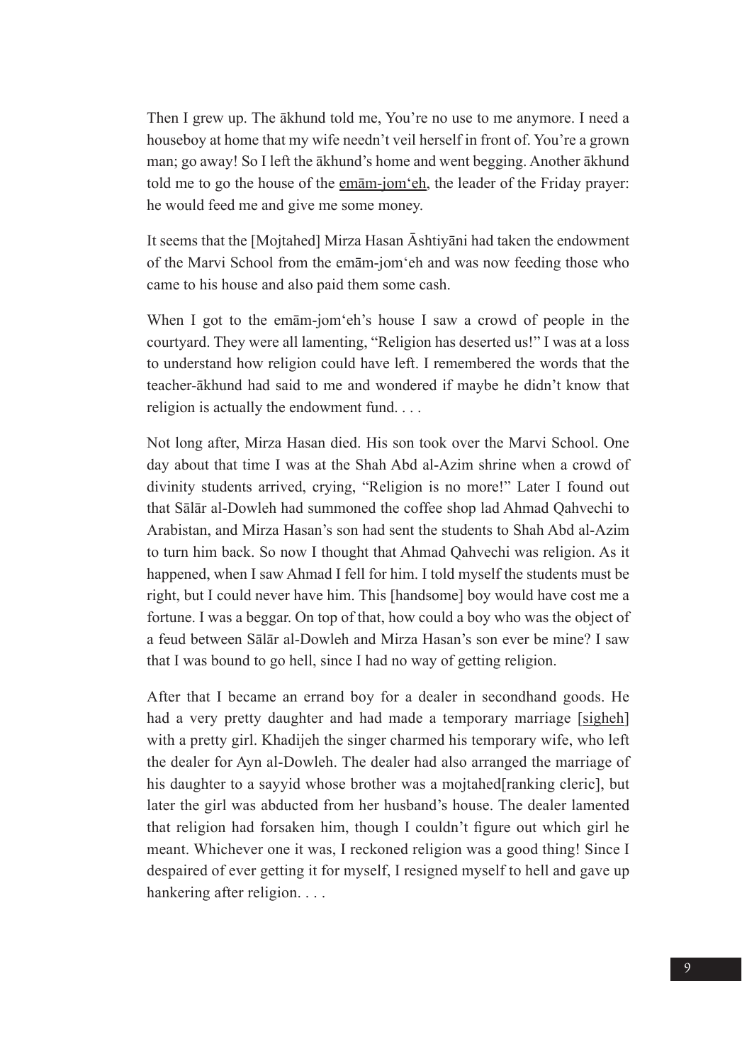Then I grew up. The ākhund told me, You're no use to me anymore. I need a houseboy at home that my wife needn't veil herself in front of. You're a grown man; go away! So I left the ākhund's home and went begging. Another ākhund told me to go the house of the emām-jom'eh, the leader of the Friday prayer: he would feed me and give me some money.

It seems that the [Mojtahed] Mirza Hasan Āshtiyāni had taken the endowment of the Marvi School from the emām-jom'eh and was now feeding those who came to his house and also paid them some cash.

When I got to the emām-jom'eh's house I saw a crowd of people in the courtyard. They were all lamenting, "Religion has deserted us!" I was at a loss to understand how religion could have left. I remembered the words that the teacher-ākhund had said to me and wondered if maybe he didn't know that religion is actually the endowment fund. . . .

Not long after, Mirza Hasan died. His son took over the Marvi School. One day about that time I was at the Shah Abd al-Azim shrine when a crowd of divinity students arrived, crying, "Religion is no more!" Later I found out that Sālār al-Dowleh had summoned the coffee shop lad Ahmad Qahvechi to Arabistan, and Mirza Hasan's son had sent the students to Shah Abd al-Azim to turn him back. So now I thought that Ahmad Qahvechi was religion. As it happened, when I saw Ahmad I fell for him. I told myself the students must be right, but I could never have him. This [handsome] boy would have cost me a fortune. I was a beggar. On top of that, how could a boy who was the object of a feud between Sālār al-Dowleh and Mirza Hasan's son ever be mine? I saw that I was bound to go hell, since I had no way of getting religion.

After that I became an errand boy for a dealer in secondhand goods. He had a very pretty daughter and had made a temporary marriage [sigheh] with a pretty girl. Khadijeh the singer charmed his temporary wife, who left the dealer for Ayn al-Dowleh. The dealer had also arranged the marriage of his daughter to a sayyid whose brother was a mojtahed[ranking cleric], but later the girl was abducted from her husband's house. The dealer lamented that religion had forsaken him, though I couldn't figure out which girl he meant. Whichever one it was, I reckoned religion was a good thing! Since I despaired of ever getting it for myself, I resigned myself to hell and gave up hankering after religion. . . .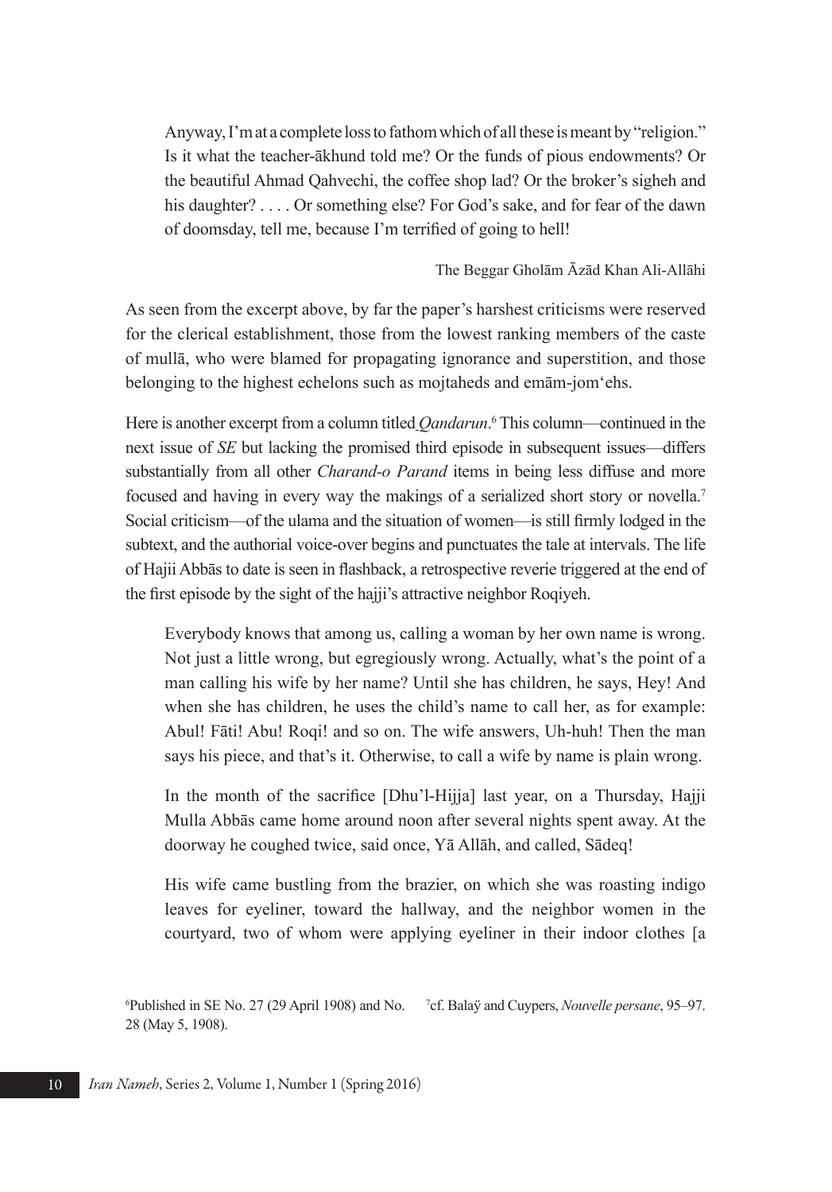> Anyway, I'm at a complete loss to fathom which of all these is meant by "religion." Is it what the teacher-ākhund told me? Or the funds of pious endowments? Or the beautiful Ahmad Qahvechi, the coffee shop lad? Or the broker's sigheh and his daughter? . . . . Or something else? For God's sake, and for fear of the dawn of doomsday, tell me, because I'm terrified of going to hell!
>
> The Beggar Gholām Āzād Khan Ali-Allāhi

As seen from the excerpt above, by far the paper's harshest criticisms were reserved for the clerical establishment, those from the lowest ranking members of the caste of mullā, who were blamed for propagating ignorance and superstition, and those belonging to the highest echelons such as mojtaheds and emām-jom'ehs.

Here is another excerpt from a column titled *Qandarun*.[6] This column—continued in the next issue of *SE* but lacking the promised third episode in subsequent issues—differs substantially from all other *Charand-o Parand* items in being less diffuse and more focused and having in every way the makings of a serialized short story or novella.[7] Social criticism—of the ulama and the situation of women—is still firmly lodged in the subtext, and the authorial voice-over begins and punctuates the tale at intervals. The life of Hajii Abbās to date is seen in flashback, a retrospective reverie triggered at the end of the first episode by the sight of the hajji's attractive neighbor Roqiyeh.

> Everybody knows that among us, calling a woman by her own name is wrong. Not just a little wrong, but egregiously wrong. Actually, what's the point of a man calling his wife by her name? Until she has children, he says, Hey! And when she has children, he uses the child's name to call her, as for example: Abul! Fāti! Abu! Roqi! and so on. The wife answers, Uh-huh! Then the man says his piece, and that's it. Otherwise, to call a wife by name is plain wrong.
>
> In the month of the sacrifice [Dhu'l-Hijja] last year, on a Thursday, Hajji Mulla Abbās came home around noon after several nights spent away. At the doorway he coughed twice, said once, Yā Allāh, and called, Sādeq!
>
> His wife came bustling from the brazier, on which she was roasting indigo leaves for eyeliner, toward the hallway, and the neighbor women in the courtyard, two of whom were applying eyeliner in their indoor clothes [a

---

[6] Published in SE No. 27 (29 April 1908) and No. 28 (May 5, 1908).

[7] cf. Balaÿ and Cuypers, *Nouvelle persane*, 95–97.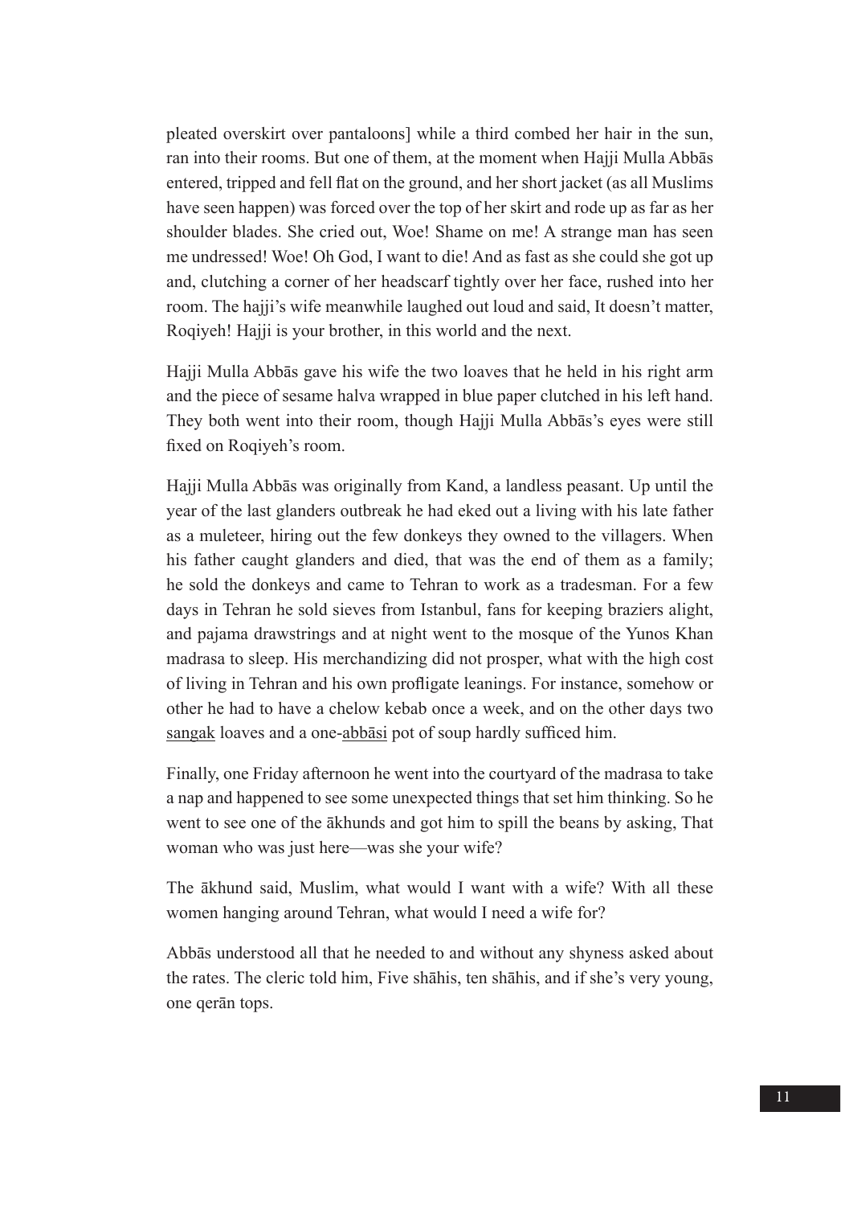pleated overskirt over pantaloons] while a third combed her hair in the sun, ran into their rooms. But one of them, at the moment when Hajji Mulla Abbās entered, tripped and fell flat on the ground, and her short jacket (as all Muslims have seen happen) was forced over the top of her skirt and rode up as far as her shoulder blades. She cried out, Woe! Shame on me! A strange man has seen me undressed! Woe! Oh God, I want to die! And as fast as she could she got up and, clutching a corner of her headscarf tightly over her face, rushed into her room. The hajji's wife meanwhile laughed out loud and said, It doesn't matter, Roqiyeh! Hajji is your brother, in this world and the next.

Hajji Mulla Abbās gave his wife the two loaves that he held in his right arm and the piece of sesame halva wrapped in blue paper clutched in his left hand. They both went into their room, though Hajji Mulla Abbās's eyes were still fixed on Roqiyeh's room.

Hajji Mulla Abbās was originally from Kand, a landless peasant. Up until the year of the last glanders outbreak he had eked out a living with his late father as a muleteer, hiring out the few donkeys they owned to the villagers. When his father caught glanders and died, that was the end of them as a family; he sold the donkeys and came to Tehran to work as a tradesman. For a few days in Tehran he sold sieves from Istanbul, fans for keeping braziers alight, and pajama drawstrings and at night went to the mosque of the Yunos Khan madrasa to sleep. His merchandizing did not prosper, what with the high cost of living in Tehran and his own profligate leanings. For instance, somehow or other he had to have a chelow kebab once a week, and on the other days two sangak loaves and a one-abbāsi pot of soup hardly sufficed him.

Finally, one Friday afternoon he went into the courtyard of the madrasa to take a nap and happened to see some unexpected things that set him thinking. So he went to see one of the ākhunds and got him to spill the beans by asking, That woman who was just here—was she your wife?

The ākhund said, Muslim, what would I want with a wife? With all these women hanging around Tehran, what would I need a wife for?

Abbās understood all that he needed to and without any shyness asked about the rates. The cleric told him, Five shāhis, ten shāhis, and if she's very young, one qerān tops.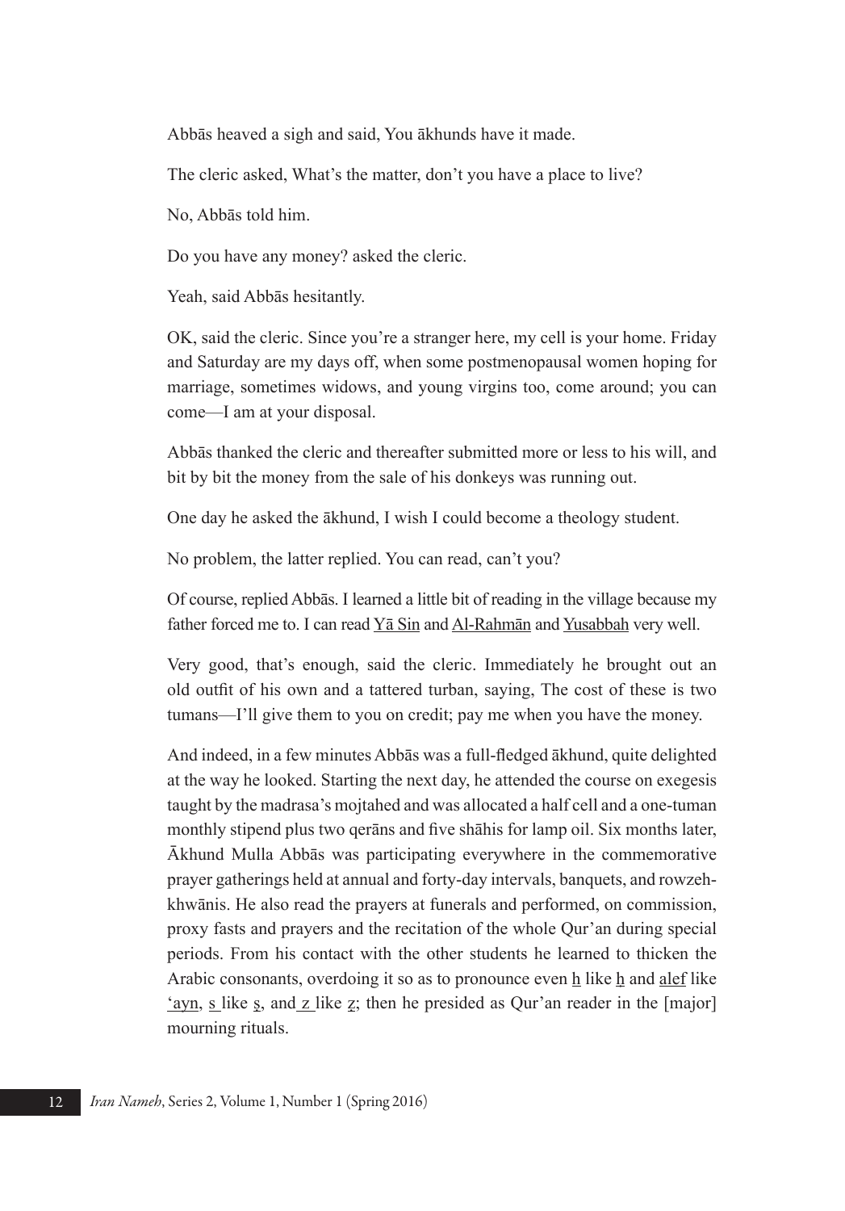Abbās heaved a sigh and said, You ākhunds have it made.

The cleric asked, What's the matter, don't you have a place to live?

No, Abbās told him.

Do you have any money? asked the cleric.

Yeah, said Abbās hesitantly.

OK, said the cleric. Since you're a stranger here, my cell is your home. Friday and Saturday are my days off, when some postmenopausal women hoping for marriage, sometimes widows, and young virgins too, come around; you can come—I am at your disposal.

Abbās thanked the cleric and thereafter submitted more or less to his will, and bit by bit the money from the sale of his donkeys was running out.

One day he asked the ākhund, I wish I could become a theology student.

No problem, the latter replied. You can read, can't you?

Of course, replied Abbās. I learned a little bit of reading in the village because my father forced me to. I can read Yā Sin and Al-Rahmān and Yusabbah very well.

Very good, that's enough, said the cleric. Immediately he brought out an old outfit of his own and a tattered turban, saying, The cost of these is two tumans—I'll give them to you on credit; pay me when you have the money.

And indeed, in a few minutes Abbās was a full-fledged ākhund, quite delighted at the way he looked. Starting the next day, he attended the course on exegesis taught by the madrasa's mojtahed and was allocated a half cell and a one-tuman monthly stipend plus two qerāns and five shāhis for lamp oil. Six months later, Ākhund Mulla Abbās was participating everywhere in the commemorative prayer gatherings held at annual and forty-day intervals, banquets, and rowzeh-khwānis. He also read the prayers at funerals and performed, on commission, proxy fasts and prayers and the recitation of the whole Qur'an during special periods. From his contact with the other students he learned to thicken the Arabic consonants, overdoing it so as to pronounce even h like ḥ and alef like 'ayn, s like ṣ, and z like ẓ; then he presided as Qur'an reader in the [major] mourning rituals.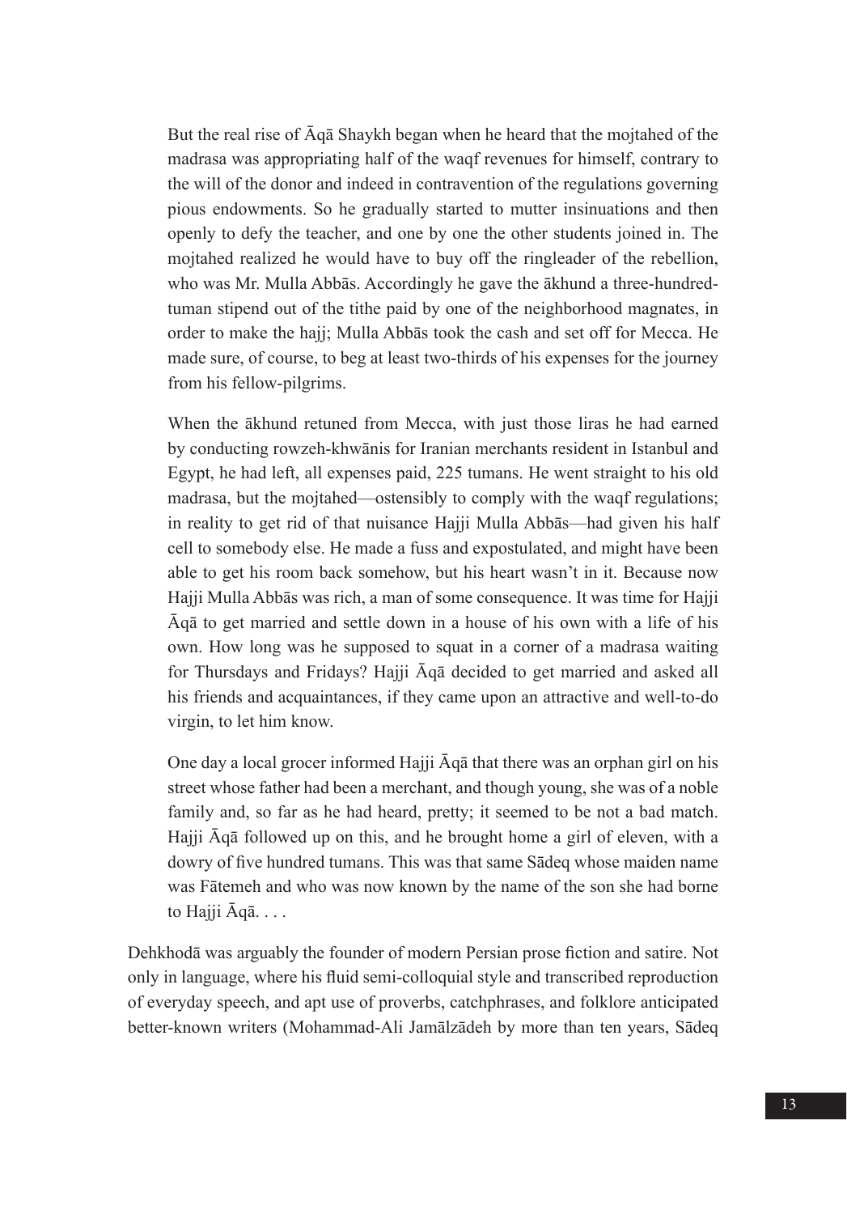> But the real rise of Āqā Shaykh began when he heard that the mojtahed of the madrasa was appropriating half of the waqf revenues for himself, contrary to the will of the donor and indeed in contravention of the regulations governing pious endowments. So he gradually started to mutter insinuations and then openly to defy the teacher, and one by one the other students joined in. The mojtahed realized he would have to buy off the ringleader of the rebellion, who was Mr. Mulla Abbās. Accordingly he gave the ākhund a three-hundred-tuman stipend out of the tithe paid by one of the neighborhood magnates, in order to make the hajj; Mulla Abbās took the cash and set off for Mecca. He made sure, of course, to beg at least two-thirds of his expenses for the journey from his fellow-pilgrims.
>
> When the ākhund retuned from Mecca, with just those liras he had earned by conducting rowzeh-khwānis for Iranian merchants resident in Istanbul and Egypt, he had left, all expenses paid, 225 tumans. He went straight to his old madrasa, but the mojtahed—ostensibly to comply with the waqf regulations; in reality to get rid of that nuisance Hajji Mulla Abbās—had given his half cell to somebody else. He made a fuss and expostulated, and might have been able to get his room back somehow, but his heart wasn't in it. Because now Hajji Mulla Abbās was rich, a man of some consequence. It was time for Hajji Āqā to get married and settle down in a house of his own with a life of his own. How long was he supposed to squat in a corner of a madrasa waiting for Thursdays and Fridays? Hajji Āqā decided to get married and asked all his friends and acquaintances, if they came upon an attractive and well-to-do virgin, to let him know.
>
> One day a local grocer informed Hajji Āqā that there was an orphan girl on his street whose father had been a merchant, and though young, she was of a noble family and, so far as he had heard, pretty; it seemed to be not a bad match. Hajji Āqā followed up on this, and he brought home a girl of eleven, with a dowry of five hundred tumans. This was that same Sādeq whose maiden name was Fātemeh and who was now known by the name of the son she had borne to Hajji Āqā. . . .

Dehkhodā was arguably the founder of modern Persian prose fiction and satire. Not only in language, where his fluid semi-colloquial style and transcribed reproduction of everyday speech, and apt use of proverbs, catchphrases, and folklore anticipated better-known writers (Mohammad-Ali Jamālzādeh by more than ten years, Sādeq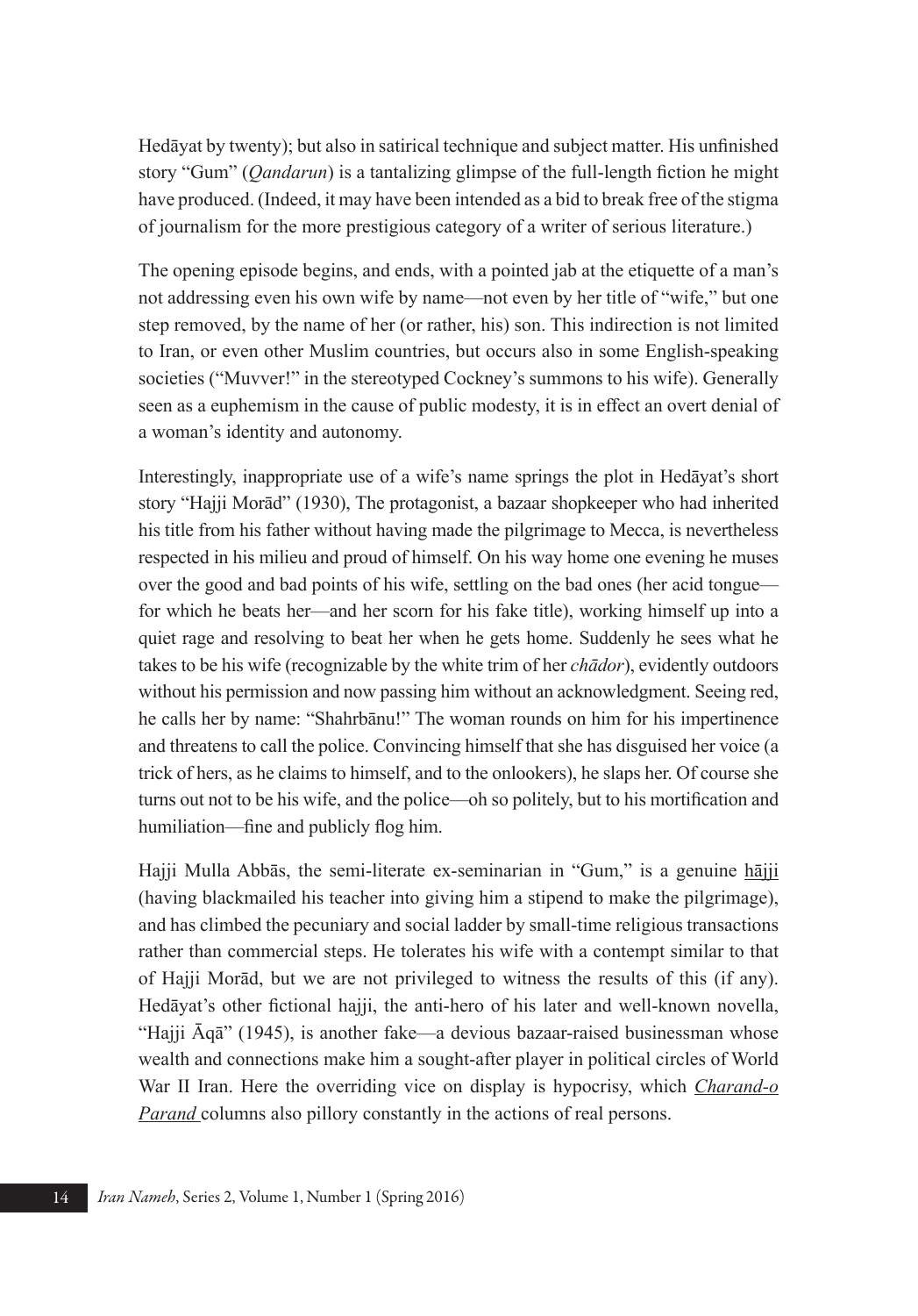Hedāyat by twenty); but also in satirical technique and subject matter. His unfinished story "Gum" (*Qandarun*) is a tantalizing glimpse of the full-length fiction he might have produced. (Indeed, it may have been intended as a bid to break free of the stigma of journalism for the more prestigious category of a writer of serious literature.)

The opening episode begins, and ends, with a pointed jab at the etiquette of a man's not addressing even his own wife by name—not even by her title of "wife," but one step removed, by the name of her (or rather, his) son. This indirection is not limited to Iran, or even other Muslim countries, but occurs also in some English-speaking societies ("Muvver!" in the stereotyped Cockney's summons to his wife). Generally seen as a euphemism in the cause of public modesty, it is in effect an overt denial of a woman's identity and autonomy.

Interestingly, inappropriate use of a wife's name springs the plot in Hedāyat's short story "Hajji Morād" (1930), The protagonist, a bazaar shopkeeper who had inherited his title from his father without having made the pilgrimage to Mecca, is nevertheless respected in his milieu and proud of himself. On his way home one evening he muses over the good and bad points of his wife, settling on the bad ones (her acid tongue—for which he beats her—and her scorn for his fake title), working himself up into a quiet rage and resolving to beat her when he gets home. Suddenly he sees what he takes to be his wife (recognizable by the white trim of her *chādor*), evidently outdoors without his permission and now passing him without an acknowledgment. Seeing red, he calls her by name: "Shahrbānu!" The woman rounds on him for his impertinence and threatens to call the police. Convincing himself that she has disguised her voice (a trick of hers, as he claims to himself, and to the onlookers), he slaps her. Of course she turns out not to be his wife, and the police—oh so politely, but to his mortification and humiliation—fine and publicly flog him.

Hajji Mulla Abbās, the semi-literate ex-seminarian in "Gum," is a genuine hājji (having blackmailed his teacher into giving him a stipend to make the pilgrimage), and has climbed the pecuniary and social ladder by small-time religious transactions rather than commercial steps. He tolerates his wife with a contempt similar to that of Hajji Morād, but we are not privileged to witness the results of this (if any). Hedāyat's other fictional hajji, the anti-hero of his later and well-known novella, "Hajji Āqā" (1945), is another fake—a devious bazaar-raised businessman whose wealth and connections make him a sought-after player in political circles of World War II Iran. Here the overriding vice on display is hypocrisy, which *Charand-o Parand* columns also pillory constantly in the actions of real persons.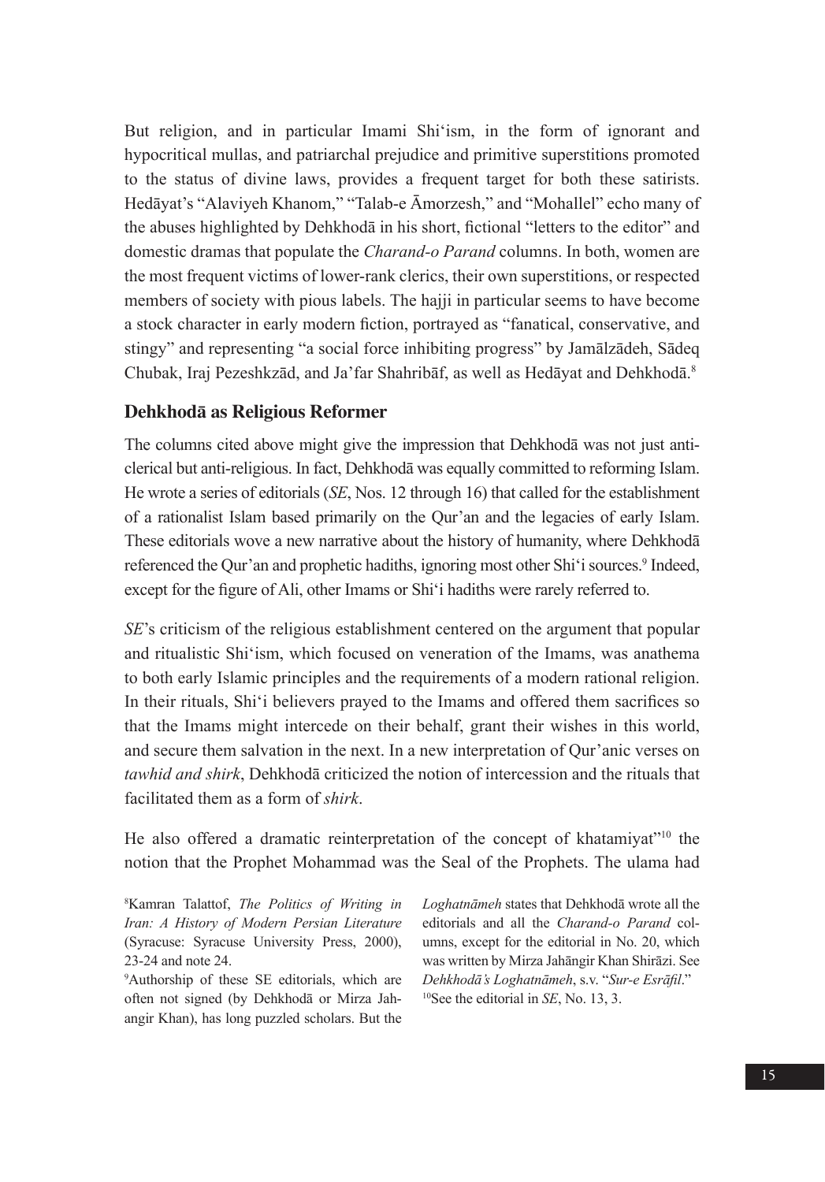But religion, and in particular Imami Shi'ism, in the form of ignorant and hypocritical mullas, and patriarchal prejudice and primitive superstitions promoted to the status of divine laws, provides a frequent target for both these satirists. Hedāyat's "Alaviyeh Khanom," "Talab-e Āmorzesh," and "Mohallel" echo many of the abuses highlighted by Dehkhodā in his short, fictional "letters to the editor" and domestic dramas that populate the *Charand-o Parand* columns. In both, women are the most frequent victims of lower-rank clerics, their own superstitions, or respected members of society with pious labels. The hajji in particular seems to have become a stock character in early modern fiction, portrayed as "fanatical, conservative, and stingy" and representing "a social force inhibiting progress" by Jamālzādeh, Sādeq Chubak, Iraj Pezeshkzād, and Ja'far Shahribāf, as well as Hedāyat and Dehkhodā.[8]

## Dehkhodā as Religious Reformer

The columns cited above might give the impression that Dehkhodā was not just anti-clerical but anti-religious. In fact, Dehkhodā was equally committed to reforming Islam. He wrote a series of editorials (*SE*, Nos. 12 through 16) that called for the establishment of a rationalist Islam based primarily on the Qur'an and the legacies of early Islam. These editorials wove a new narrative about the history of humanity, where Dehkhodā referenced the Qur'an and prophetic hadiths, ignoring most other Shi'i sources.[9] Indeed, except for the figure of Ali, other Imams or Shi'i hadiths were rarely referred to.

*SE*'s criticism of the religious establishment centered on the argument that popular and ritualistic Shi'ism, which focused on veneration of the Imams, was anathema to both early Islamic principles and the requirements of a modern rational religion. In their rituals, Shi'i believers prayed to the Imams and offered them sacrifices so that the Imams might intercede on their behalf, grant their wishes in this world, and secure them salvation in the next. In a new interpretation of Qur'anic verses on *tawhid and shirk*, Dehkhodā criticized the notion of intercession and the rituals that facilitated them as a form of *shirk*.

He also offered a dramatic reinterpretation of the concept of khatamiyat"[10] the notion that the Prophet Mohammad was the Seal of the Prophets. The ulama had

[8]Kamran Talattof, *The Politics of Writing in Iran: A History of Modern Persian Literature* (Syracuse: Syracuse University Press, 2000), 23-24 and note 24.

[9]Authorship of these SE editorials, which are often not signed (by Dehkhodā or Mirza Jahangir Khan), has long puzzled scholars. But the *Loghatnāmeh* states that Dehkhodā wrote all the editorials and all the *Charand-o Parand* columns, except for the editorial in No. 20, which was written by Mirza Jahāngir Khan Shirāzi. See *Dehkhodā's Loghatnāmeh*, s.v. "*Sur-e Esrāfil*."

[10]See the editorial in *SE*, No. 13, 3.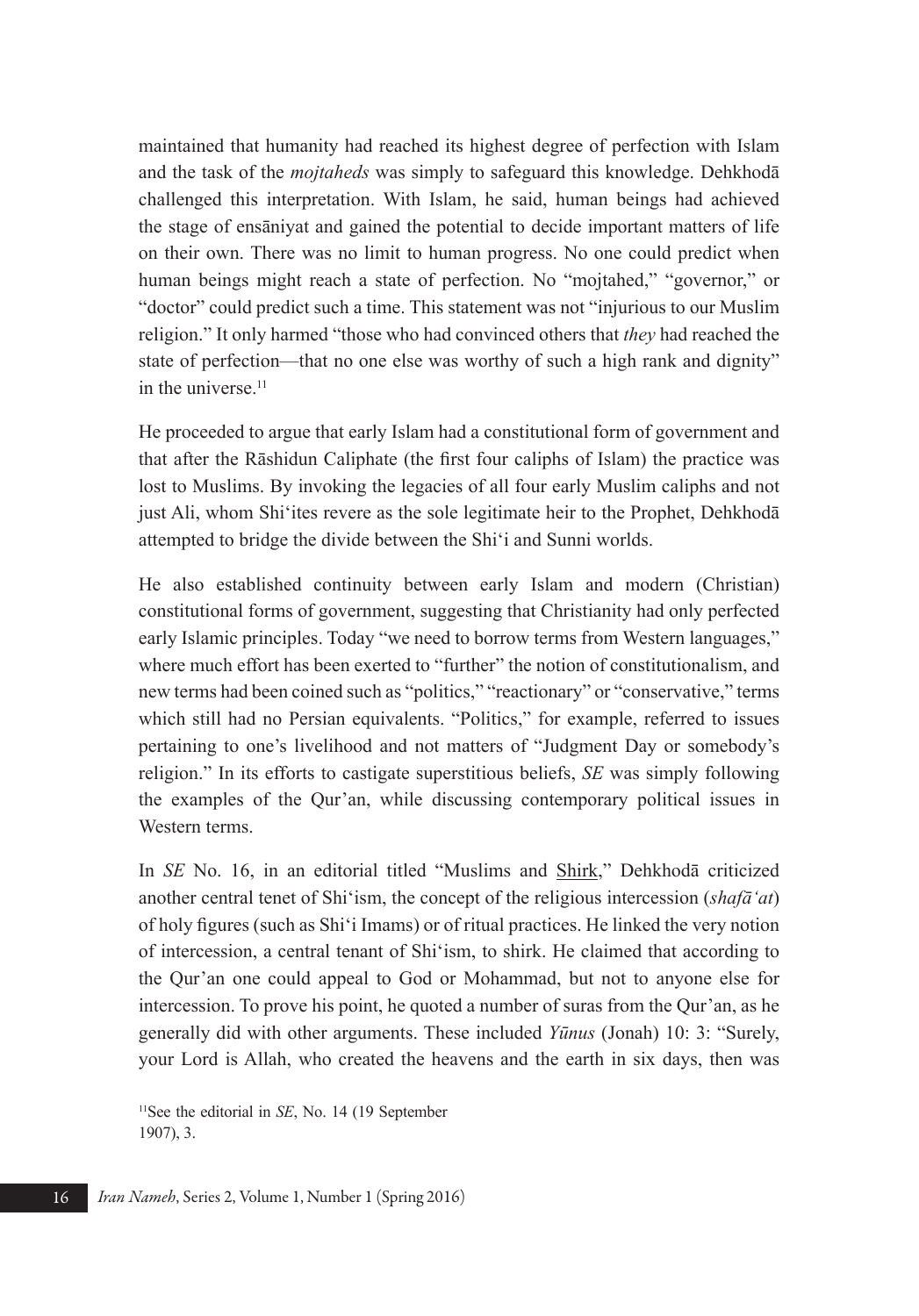maintained that humanity had reached its highest degree of perfection with Islam and the task of the *mojtaheds* was simply to safeguard this knowledge. Dehkhodā challenged this interpretation. With Islam, he said, human beings had achieved the stage of ensāniyat and gained the potential to decide important matters of life on their own. There was no limit to human progress. No one could predict when human beings might reach a state of perfection. No "mojtahed," "governor," or "doctor" could predict such a time. This statement was not "injurious to our Muslim religion." It only harmed "those who had convinced others that *they* had reached the state of perfection—that no one else was worthy of such a high rank and dignity" in the universe.[11]

He proceeded to argue that early Islam had a constitutional form of government and that after the Rāshidun Caliphate (the first four caliphs of Islam) the practice was lost to Muslims. By invoking the legacies of all four early Muslim caliphs and not just Ali, whom Shi'ites revere as the sole legitimate heir to the Prophet, Dehkhodā attempted to bridge the divide between the Shi'i and Sunni worlds.

He also established continuity between early Islam and modern (Christian) constitutional forms of government, suggesting that Christianity had only perfected early Islamic principles. Today "we need to borrow terms from Western languages," where much effort has been exerted to "further" the notion of constitutionalism, and new terms had been coined such as "politics," "reactionary" or "conservative," terms which still had no Persian equivalents. "Politics," for example, referred to issues pertaining to one's livelihood and not matters of "Judgment Day or somebody's religion." In its efforts to castigate superstitious beliefs, *SE* was simply following the examples of the Qur'an, while discussing contemporary political issues in Western terms.

In *SE* No. 16, in an editorial titled "Muslims and Shirk," Dehkhodā criticized another central tenet of Shi'ism, the concept of the religious intercession (*shafā'at*) of holy figures (such as Shi'i Imams) or of ritual practices. He linked the very notion of intercession, a central tenant of Shi'ism, to shirk. He claimed that according to the Qur'an one could appeal to God or Mohammad, but not to anyone else for intercession. To prove his point, he quoted a number of suras from the Qur'an, as he generally did with other arguments. These included *Yūnus* (Jonah) 10: 3: "Surely, your Lord is Allah, who created the heavens and the earth in six days, then was

[11] See the editorial in *SE*, No. 14 (19 September 1907), 3.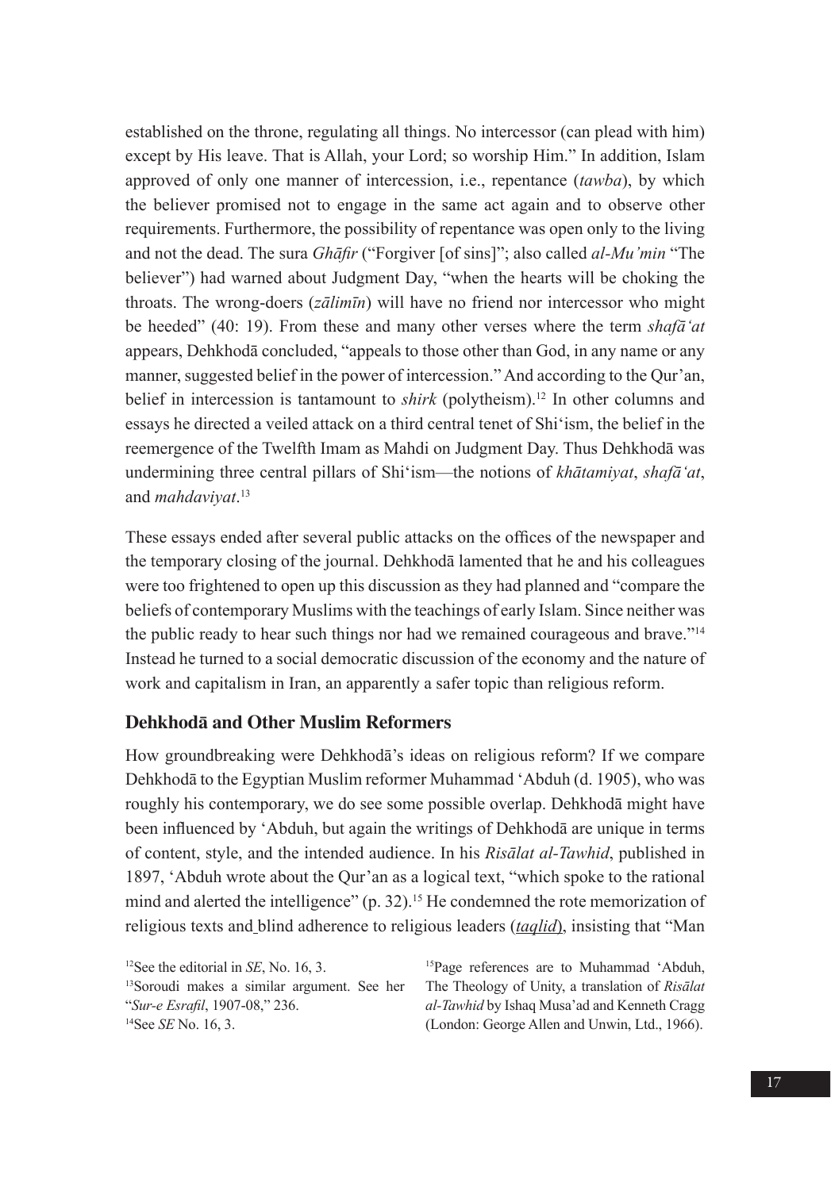established on the throne, regulating all things. No intercessor (can plead with him) except by His leave. That is Allah, your Lord; so worship Him." In addition, Islam approved of only one manner of intercession, i.e., repentance (*tawba*), by which the believer promised not to engage in the same act again and to observe other requirements. Furthermore, the possibility of repentance was open only to the living and not the dead. The sura *Ghāfir* ("Forgiver [of sins]"; also called *al-Mu'min* "The believer") had warned about Judgment Day, "when the hearts will be choking the throats. The wrong-doers (*zālimīn*) will have no friend nor intercessor who might be heeded" (40: 19). From these and many other verses where the term *shafā'at* appears, Dehkhodā concluded, "appeals to those other than God, in any name or any manner, suggested belief in the power of intercession." And according to the Qur'an, belief in intercession is tantamount to *shirk* (polytheism).[12] In other columns and essays he directed a veiled attack on a third central tenet of Shi'ism, the belief in the reemergence of the Twelfth Imam as Mahdi on Judgment Day. Thus Dehkhodā was undermining three central pillars of Shi'ism—the notions of *khātamiyat*, *shafā'at*, and *mahdaviyat*.[13]

These essays ended after several public attacks on the offices of the newspaper and the temporary closing of the journal. Dehkhodā lamented that he and his colleagues were too frightened to open up this discussion as they had planned and "compare the beliefs of contemporary Muslims with the teachings of early Islam. Since neither was the public ready to hear such things nor had we remained courageous and brave."[14] Instead he turned to a social democratic discussion of the economy and the nature of work and capitalism in Iran, an apparently a safer topic than religious reform.

## Dehkhodā and Other Muslim Reformers

How groundbreaking were Dehkhodā's ideas on religious reform? If we compare Dehkhodā to the Egyptian Muslim reformer Muhammad 'Abduh (d. 1905), who was roughly his contemporary, we do see some possible overlap. Dehkhodā might have been influenced by 'Abduh, but again the writings of Dehkhodā are unique in terms of content, style, and the intended audience. In his *Risālat al-Tawhid*, published in 1897, 'Abduh wrote about the Qur'an as a logical text, "which spoke to the rational mind and alerted the intelligence" (p. 32).[15] He condemned the rote memorization of religious texts and blind adherence to religious leaders (*taqlid*), insisting that "Man

[12]See the editorial in *SE*, No. 16, 3.

[13]Soroudi makes a similar argument. See her "*Sur-e Esrafil*, 1907-08," 236.

[14]See *SE* No. 16, 3.

[15]Page references are to Muhammad 'Abduh, The Theology of Unity, a translation of *Risālat al-Tawhid* by Ishaq Musa'ad and Kenneth Cragg (London: George Allen and Unwin, Ltd., 1966).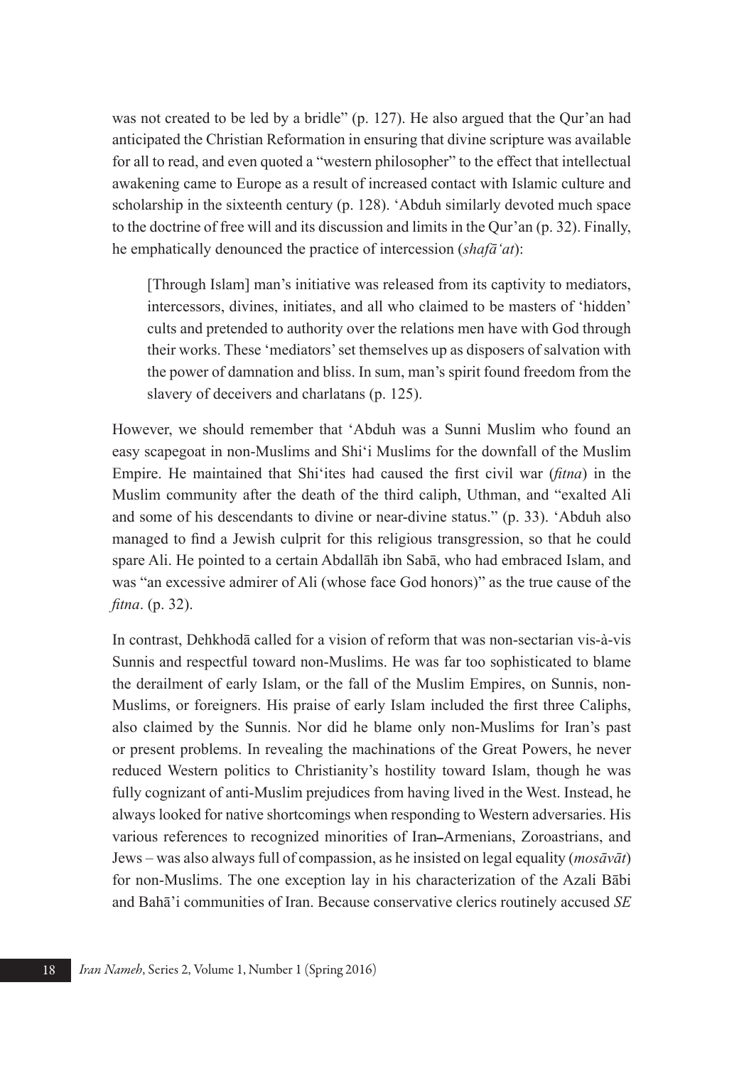was not created to be led by a bridle" (p. 127). He also argued that the Qur'an had anticipated the Christian Reformation in ensuring that divine scripture was available for all to read, and even quoted a "western philosopher" to the effect that intellectual awakening came to Europe as a result of increased contact with Islamic culture and scholarship in the sixteenth century (p. 128). 'Abduh similarly devoted much space to the doctrine of free will and its discussion and limits in the Qur'an (p. 32). Finally, he emphatically denounced the practice of intercession (*shafāʿat*):

> [Through Islam] man's initiative was released from its captivity to mediators, intercessors, divines, initiates, and all who claimed to be masters of 'hidden' cults and pretended to authority over the relations men have with God through their works. These 'mediators' set themselves up as disposers of salvation with the power of damnation and bliss. In sum, man's spirit found freedom from the slavery of deceivers and charlatans (p. 125).

However, we should remember that 'Abduh was a Sunni Muslim who found an easy scapegoat in non-Muslims and Shiʿi Muslims for the downfall of the Muslim Empire. He maintained that Shiʿites had caused the first civil war (*fitna*) in the Muslim community after the death of the third caliph, Uthman, and "exalted Ali and some of his descendants to divine or near-divine status." (p. 33). 'Abduh also managed to find a Jewish culprit for this religious transgression, so that he could spare Ali. He pointed to a certain Abdallāh ibn Sabā, who had embraced Islam, and was "an excessive admirer of Ali (whose face God honors)" as the true cause of the *fitna*. (p. 32).

In contrast, Dehkhodā called for a vision of reform that was non-sectarian vis-à-vis Sunnis and respectful toward non-Muslims. He was far too sophisticated to blame the derailment of early Islam, or the fall of the Muslim Empires, on Sunnis, non-Muslims, or foreigners. His praise of early Islam included the first three Caliphs, also claimed by the Sunnis. Nor did he blame only non-Muslims for Iran's past or present problems. In revealing the machinations of the Great Powers, he never reduced Western politics to Christianity's hostility toward Islam, though he was fully cognizant of anti-Muslim prejudices from having lived in the West. Instead, he always looked for native shortcomings when responding to Western adversaries. His various references to recognized minorities of Iran–Armenians, Zoroastrians, and Jews – was also always full of compassion, as he insisted on legal equality (*mosāvāt*) for non-Muslims. The one exception lay in his characterization of the Azali Bābi and Bahā'i communities of Iran. Because conservative clerics routinely accused *SE*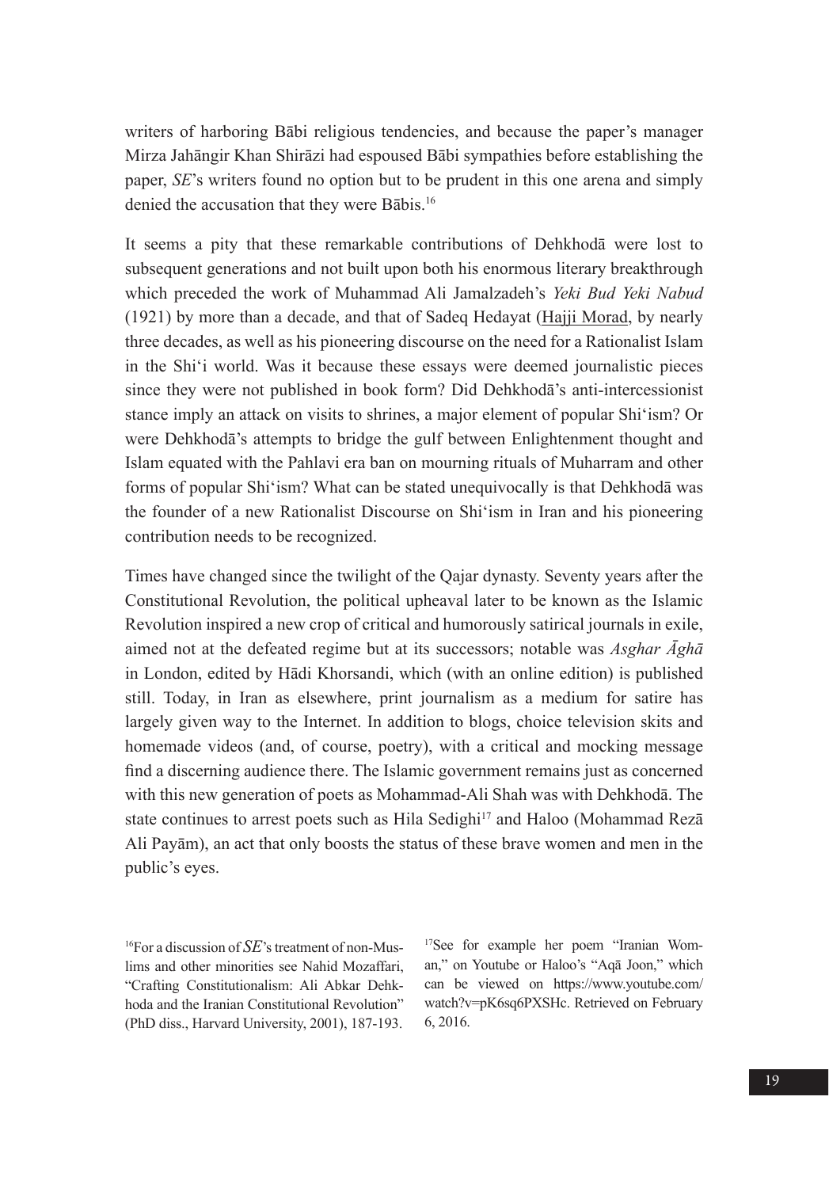writers of harboring Bābi religious tendencies, and because the paper's manager Mirza Jahāngir Khan Shirāzi had espoused Bābi sympathies before establishing the paper, *SE*'s writers found no option but to be prudent in this one arena and simply denied the accusation that they were Bābis.[16]

It seems a pity that these remarkable contributions of Dehkhodā were lost to subsequent generations and not built upon both his enormous literary breakthrough which preceded the work of Muhammad Ali Jamalzadeh's *Yeki Bud Yeki Nabud* (1921) by more than a decade, and that of Sadeq Hedayat (Hajji Morad, by nearly three decades, as well as his pioneering discourse on the need for a Rationalist Islam in the Shi'i world. Was it because these essays were deemed journalistic pieces since they were not published in book form? Did Dehkhodā's anti-intercessionist stance imply an attack on visits to shrines, a major element of popular Shi'ism? Or were Dehkhodā's attempts to bridge the gulf between Enlightenment thought and Islam equated with the Pahlavi era ban on mourning rituals of Muharram and other forms of popular Shi'ism? What can be stated unequivocally is that Dehkhodā was the founder of a new Rationalist Discourse on Shi'ism in Iran and his pioneering contribution needs to be recognized.

Times have changed since the twilight of the Qajar dynasty. Seventy years after the Constitutional Revolution, the political upheaval later to be known as the Islamic Revolution inspired a new crop of critical and humorously satirical journals in exile, aimed not at the defeated regime but at its successors; notable was *Asghar Āghā* in London, edited by Hādi Khorsandi, which (with an online edition) is published still. Today, in Iran as elsewhere, print journalism as a medium for satire has largely given way to the Internet. In addition to blogs, choice television skits and homemade videos (and, of course, poetry), with a critical and mocking message find a discerning audience there. The Islamic government remains just as concerned with this new generation of poets as Mohammad-Ali Shah was with Dehkhodā. The state continues to arrest poets such as Hila Sedighi[17] and Haloo (Mohammad Rezā Ali Payām), an act that only boosts the status of these brave women and men in the public's eyes.

[16]For a discussion of *SE*'s treatment of non-Muslims and other minorities see Nahid Mozaffari, "Crafting Constitutionalism: Ali Abkar Dehkhoda and the Iranian Constitutional Revolution" (PhD diss., Harvard University, 2001), 187-193.

[17]See for example her poem "Iranian Woman," on Youtube or Haloo's "Aqā Joon," which can be viewed on https://www.youtube.com/watch?v=pK6sq6PXSHc. Retrieved on February 6, 2016.